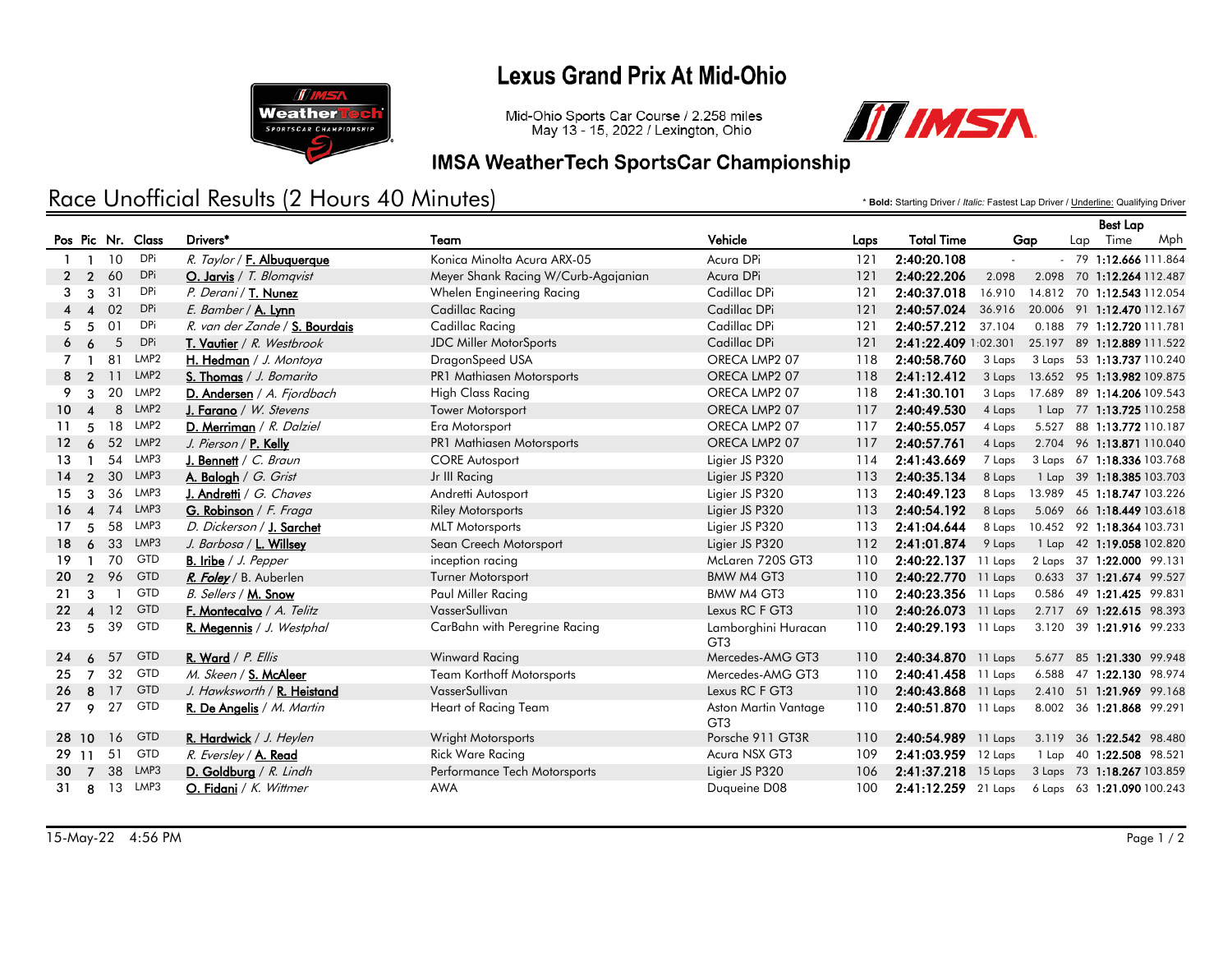# Lexus Grand Prix At Mid-Ohio

Mid-Ohio Sports Car Course / 2.258 miles
May 13 - 15, 2022 / Lexington, Ohio

## IMSA WeatherTech SportsCar Championship

## Race Unofficial Results (2 Hours 40 Minutes)

\* **Bold:** Starting Driver / *Italic:* Fastest Lap Driver / Underline: Qualifying Driver

| Pos | Pic | Nr. | Class | Drivers* | Team | Vehicle | Laps | Total Time | Gap | | Best Lap Lap | Time | Mph |
|---|---|---|---|---|---|---|---|---|---|---|---|---|---|
| 1 | 1 | 10 | DPi | *R. Taylor* / **F. Albuquerque** | Konica Minolta Acura ARX-05 | Acura DPi | 121 | **2:40:20.108** | - | - | 79 | **1:12.666** | 111.864 |
| 2 | 2 | 60 | DPi | **O. Jarvis** / *T. Blomqvist* | Meyer Shank Racing W/Curb-Agajanian | Acura DPi | 121 | **2:40:22.206** | 2.098 | 2.098 | 70 | **1:12.264** | 112.487 |
| 3 | 3 | 31 | DPi | *P. Derani* / **T. Nunez** | Whelen Engineering Racing | Cadillac DPi | 121 | **2:40:37.018** | 16.910 | 14.812 | 70 | **1:12.543** | 112.054 |
| 4 | 4 | 02 | DPi | *E. Bamber* / **A. Lynn** | Cadillac Racing | Cadillac DPi | 121 | **2:40:57.024** | 36.916 | 20.006 | 91 | **1:12.470** | 112.167 |
| 5 | 5 | 01 | DPi | *R. van der Zande* / **S. Bourdais** | Cadillac Racing | Cadillac DPi | 121 | **2:40:57.212** | 37.104 | 0.188 | 79 | **1:12.720** | 111.781 |
| 6 | 6 | 5 | DPi | **T. Vautier** / *R. Westbrook* | JDC Miller MotorSports | Cadillac DPi | 121 | **2:41:22.409** | 1:02.301 | 25.197 | 89 | **1:12.889** | 111.522 |
| 7 | 1 | 81 | LMP2 | **H. Hedman** / *J. Montoya* | DragonSpeed USA | ORECA LMP2 07 | 118 | **2:40:58.760** | 3 Laps | 3 Laps | 53 | **1:13.737** | 110.240 |
| 8 | 2 | 11 | LMP2 | **S. Thomas** / *J. Bomarito* | PR1 Mathiasen Motorsports | ORECA LMP2 07 | 118 | **2:41:12.412** | 3 Laps | 13.652 | 95 | **1:13.982** | 109.875 |
| 9 | 3 | 20 | LMP2 | **D. Andersen** / *A. Fjordbach* | High Class Racing | ORECA LMP2 07 | 118 | **2:41:30.101** | 3 Laps | 17.689 | 89 | **1:14.206** | 109.543 |
| 10 | 4 | 8 | LMP2 | **J. Farano** / *W. Stevens* | Tower Motorsport | ORECA LMP2 07 | 117 | **2:40:49.530** | 4 Laps | 1 Lap | 77 | **1:13.725** | 110.258 |
| 11 | 5 | 18 | LMP2 | **D. Merriman** / *R. Dalziel* | Era Motorsport | ORECA LMP2 07 | 117 | **2:40:55.057** | 4 Laps | 5.527 | 88 | **1:13.772** | 110.187 |
| 12 | 6 | 52 | LMP2 | *J. Pierson* / **P. Kelly** | PR1 Mathiasen Motorsports | ORECA LMP2 07 | 117 | **2:40:57.761** | 4 Laps | 2.704 | 96 | **1:13.871** | 110.040 |
| 13 | 1 | 54 | LMP3 | **J. Bennett** / *C. Braun* | CORE Autosport | Ligier JS P320 | 114 | **2:41:43.669** | 7 Laps | 3 Laps | 67 | **1:18.336** | 103.768 |
| 14 | 2 | 30 | LMP3 | **A. Balogh** / *G. Grist* | Jr III Racing | Ligier JS P320 | 113 | **2:40:35.134** | 8 Laps | 1 Lap | 39 | **1:18.385** | 103.703 |
| 15 | 3 | 36 | LMP3 | **J. Andretti** / *G. Chaves* | Andretti Autosport | Ligier JS P320 | 113 | **2:40:49.123** | 8 Laps | 13.989 | 45 | **1:18.747** | 103.226 |
| 16 | 4 | 74 | LMP3 | **G. Robinson** / *F. Fraga* | Riley Motorsports | Ligier JS P320 | 113 | **2:40:54.192** | 8 Laps | 5.069 | 66 | **1:18.449** | 103.618 |
| 17 | 5 | 58 | LMP3 | *D. Dickerson* / **J. Sarchet** | MLT Motorsports | Ligier JS P320 | 113 | **2:41:04.644** | 8 Laps | 10.452 | 92 | **1:18.364** | 103.731 |
| 18 | 6 | 33 | LMP3 | *J. Barbosa* / **L. Willsey** | Sean Creech Motorsport | Ligier JS P320 | 112 | **2:41:01.874** | 9 Laps | 1 Lap | 42 | **1:19.058** | 102.820 |
| 19 | 1 | 70 | GTD | **B. Iribe** / *J. Pepper* | inception racing | McLaren 720S GT3 | 110 | **2:40:22.137** | 11 Laps | 2 Laps | 37 | **1:22.000** | 99.131 |
| 20 | 2 | 96 | GTD | ***R. Foley*** / B. Auberlen | Turner Motorsport | BMW M4 GT3 | 110 | **2:40:22.770** | 11 Laps | 0.633 | 37 | **1:21.674** | 99.527 |
| 21 | 3 | 1 | GTD | *B. Sellers* / **M. Snow** | Paul Miller Racing | BMW M4 GT3 | 110 | **2:40:23.356** | 11 Laps | 0.586 | 49 | **1:21.425** | 99.831 |
| 22 | 4 | 12 | GTD | **F. Montecalvo** / *A. Telitz* | VasserSullivan | Lexus RC F GT3 | 110 | **2:40:26.073** | 11 Laps | 2.717 | 69 | **1:22.615** | 98.393 |
| 23 | 5 | 39 | GTD | **R. Megennis** / *J. Westphal* | CarBahn with Peregrine Racing | Lamborghini Huracan GT3 | 110 | **2:40:29.193** | 11 Laps | 3.120 | 39 | **1:21.916** | 99.233 |
| 24 | 6 | 57 | GTD | **R. Ward** / *P. Ellis* | Winward Racing | Mercedes-AMG GT3 | 110 | **2:40:34.870** | 11 Laps | 5.677 | 85 | **1:21.330** | 99.948 |
| 25 | 7 | 32 | GTD | *M. Skeen* / **S. McAleer** | Team Korthoff Motorsports | Mercedes-AMG GT3 | 110 | **2:40:41.458** | 11 Laps | 6.588 | 47 | **1:22.130** | 98.974 |
| 26 | 8 | 17 | GTD | *J. Hawksworth* / **R. Heistand** | VasserSullivan | Lexus RC F GT3 | 110 | **2:40:43.868** | 11 Laps | 2.410 | 51 | **1:21.969** | 99.168 |
| 27 | 9 | 27 | GTD | **R. De Angelis** / *M. Martin* | Heart of Racing Team | Aston Martin Vantage GT3 | 110 | **2:40:51.870** | 11 Laps | 8.002 | 36 | **1:21.868** | 99.291 |
| 28 | 10 | 16 | GTD | **R. Hardwick** / *J. Heylen* | Wright Motorsports | Porsche 911 GT3R | 110 | **2:40:54.989** | 11 Laps | 3.119 | 36 | **1:22.542** | 98.480 |
| 29 | 11 | 51 | GTD | *R. Eversley* / **A. Read** | Rick Ware Racing | Acura NSX GT3 | 109 | **2:41:03.959** | 12 Laps | 1 Lap | 40 | **1:22.508** | 98.521 |
| 30 | 7 | 38 | LMP3 | **D. Goldburg** / *R. Lindh* | Performance Tech Motorsports | Ligier JS P320 | 106 | **2:41:37.218** | 15 Laps | 3 Laps | 73 | **1:18.267** | 103.859 |
| 31 | 8 | 13 | LMP3 | **O. Fidani** / *K. Wittmer* | AWA | Duqueine D08 | 100 | **2:41:12.259** | 21 Laps | 6 Laps | 63 | **1:21.090** | 100.243 |

15-May-22 4:56 PM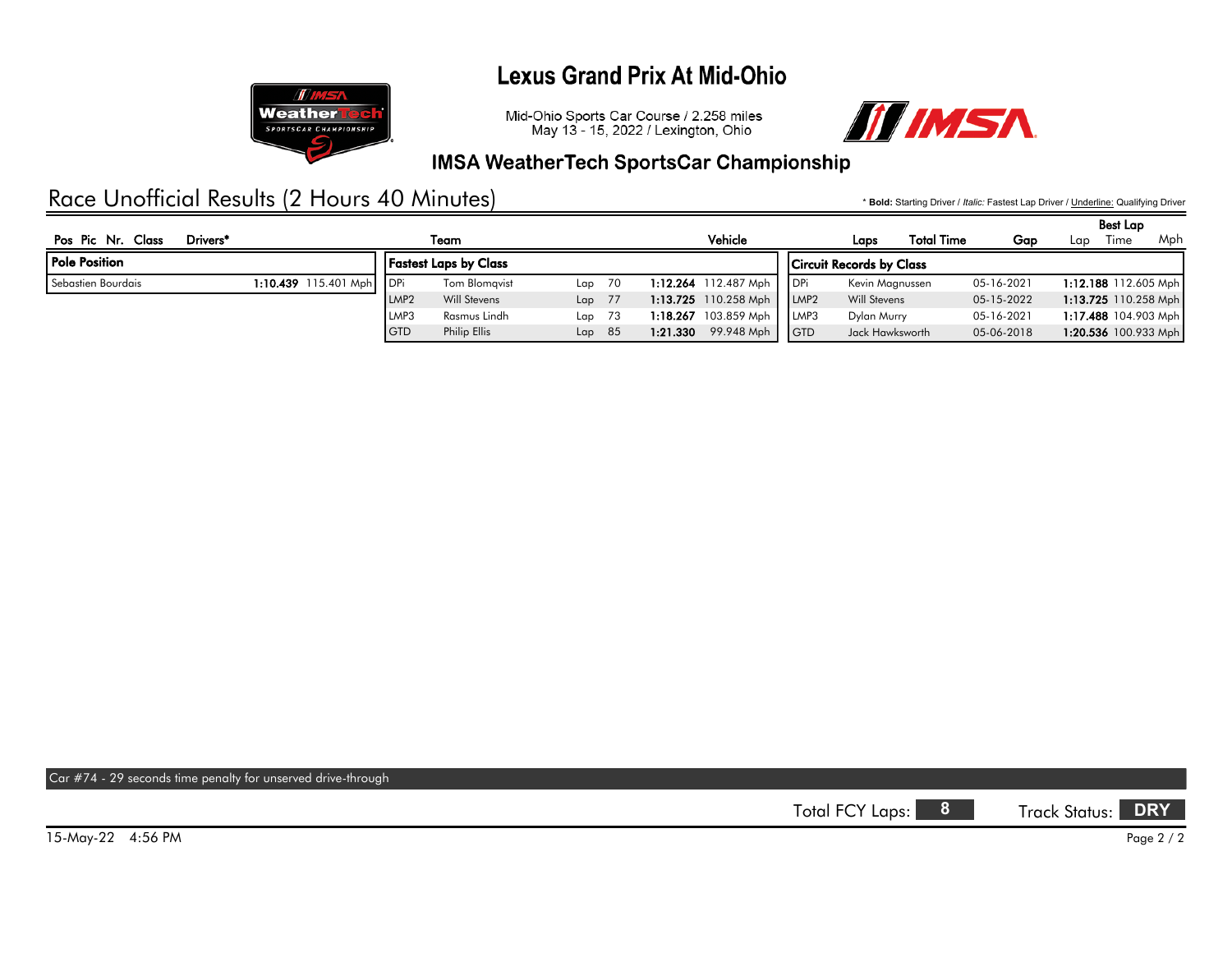# Lexus Grand Prix At Mid-Ohio

Mid-Ohio Sports Car Course / 2.258 miles
May 13 - 15, 2022 / Lexington, Ohio

## IMSA WeatherTech SportsCar Championship

## Race Unofficial Results (2 Hours 40 Minutes)

\* **Bold:** Starting Driver / *Italic:* Fastest Lap Driver / Underline: Qualifying Driver

| Pos | Pic | Nr. | Class | Drivers* | Team | Vehicle | Laps | Total Time | Gap | Best Lap Lap | Best Lap Time | Best Lap Mph |
|---|---|---|---|---|---|---|---|---|---|---|---|---|

**Pole Position**

| | | |
|---|---|---|
| Sebastien Bourdais | **1:10.439** | 115.401 Mph |

**Fastest Laps by Class**

| | | | | | |
|---|---|---|---|---|---|
| DPi | Tom Blomqvist | Lap | 70 | **1:12.264** | 112.487 Mph |
| LMP2 | Will Stevens | Lap | 77 | **1:13.725** | 110.258 Mph |
| LMP3 | Rasmus Lindh | Lap | 73 | **1:18.267** | 103.859 Mph |
| GTD | Philip Ellis | Lap | 85 | **1:21.330** | 99.948 Mph |

**Circuit Records by Class**

| | | | | |
|---|---|---|---|---|
| DPi | Kevin Magnussen | 05-16-2021 | **1:12.188** | 112.605 Mph |
| LMP2 | Will Stevens | 05-15-2022 | **1:13.725** | 110.258 Mph |
| LMP3 | Dylan Murry | 05-16-2021 | **1:17.488** | 104.903 Mph |
| GTD | Jack Hawksworth | 05-06-2018 | **1:20.536** | 100.933 Mph |

Car #74 - 29 seconds time penalty for unserved drive-through

Total FCY Laps: **8**

Track Status: **DRY**

15-May-22 4:56 PM